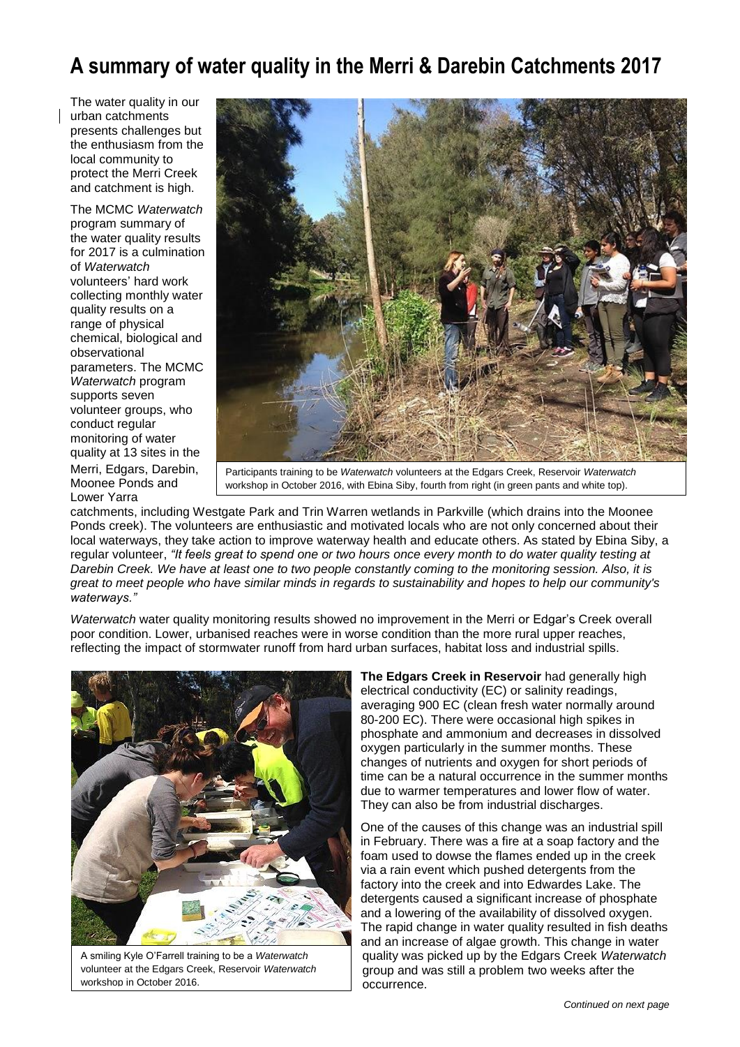# A summary of water quality in the Merri & Darebin Catchments 2017

The water quality in our urban catchments presents challenges but the enthusiasm from the local community to protect the Merri Creek and catchment is high.

The MCMC *Waterwatch* program summary of the water quality results for 2017 is a culmination of *Waterwatch* volunteers' hard work collecting monthly water quality results on a range of physical chemical, biological and observational parameters. The MCMC *Waterwatch* program supports seven volunteer groups, who conduct regular monitoring of water quality at 13 sites in the Merri, Edgars, Darebin, Moonee Ponds and Lower Yarra catchments, including Westgate Park and Trin Warren wetlands in Parkville (which drains into the Moonee Ponds creek). The volunteers are enthusiastic and motivated locals who are not only concerned about their local waterways, they take action to improve waterway health and educate others. As stated by Ebina Siby, a regular volunteer, *"It feels great to spend one or two hours once every month to do water quality testing at Darebin Creek. We have at least one to two people constantly coming to the monitoring session. Also, it is great to meet people who have similar minds in regards to sustainability and hopes to help our community's waterways."*

Participants training to be *Waterwatch* volunteers at the Edgars Creek, Reservoir *Waterwatch* workshop in October 2016, with Ebina Siby, fourth from right (in green pants and white top).

*Waterwatch* water quality monitoring results showed no improvement in the Merri or Edgar's Creek overall poor condition. Lower, urbanised reaches were in worse condition than the more rural upper reaches, reflecting the impact of stormwater runoff from hard urban surfaces, habitat loss and industrial spills.

A smiling Kyle O'Farrell training to be a *Waterwatch* volunteer at the Edgars Creek, Reservoir *Waterwatch* workshop in October 2016.

**The Edgars Creek in Reservoir** had generally high electrical conductivity (EC) or salinity readings, averaging 900 EC (clean fresh water normally around 80-200 EC). There were occasional high spikes in phosphate and ammonium and decreases in dissolved oxygen particularly in the summer months. These changes of nutrients and oxygen for short periods of time can be a natural occurrence in the summer months due to warmer temperatures and lower flow of water. They can also be from industrial discharges.

One of the causes of this change was an industrial spill in February. There was a fire at a soap factory and the foam used to dowse the flames ended up in the creek via a rain event which pushed detergents from the factory into the creek and into Edwardes Lake. The detergents caused a significant increase of phosphate and a lowering of the availability of dissolved oxygen. The rapid change in water quality resulted in fish deaths and an increase of algae growth. This change in water quality was picked up by the Edgars Creek *Waterwatch* group and was still a problem two weeks after the occurrence.

*Continued on next page*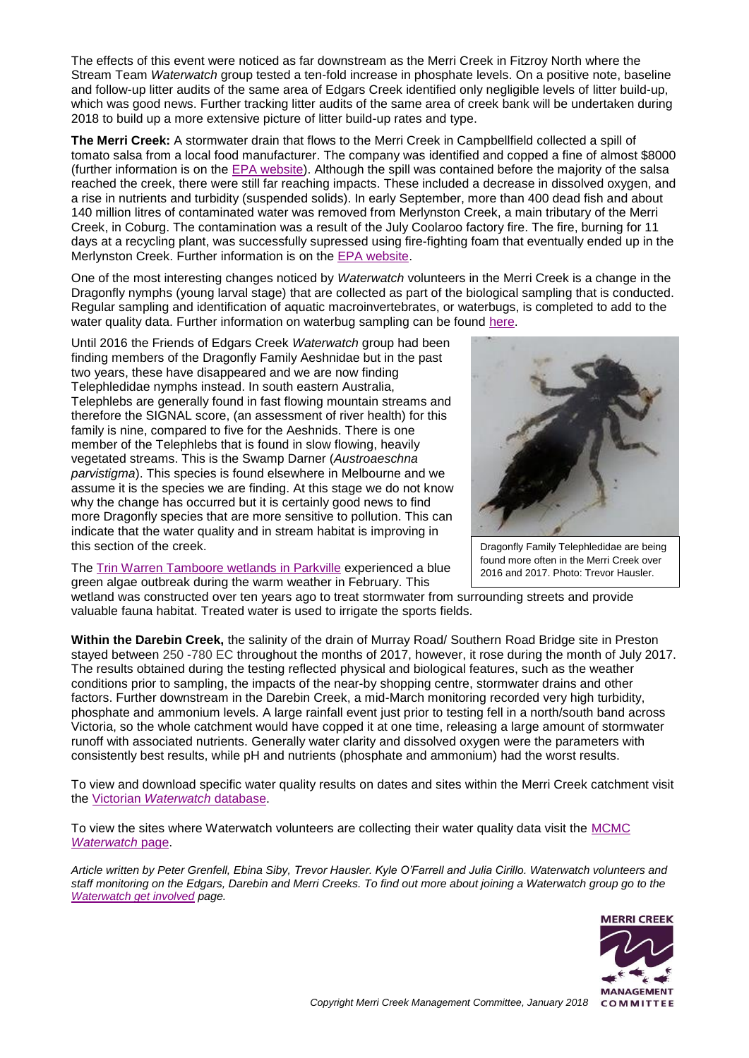The effects of this event were noticed as far downstream as the Merri Creek in Fitzroy North where the Stream Team *Waterwatch* group tested a ten-fold increase in phosphate levels. On a positive note, baseline and follow-up litter audits of the same area of Edgars Creek identified only negligible levels of litter build-up, which was good news. Further tracking litter audits of the same area of creek bank will be undertaken during 2018 to build up a more extensive picture of litter build-up rates and type.

**The Merri Creek:** A stormwater drain that flows to the Merri Creek in Campbellfield collected a spill of tomato salsa from a local food manufacturer. The company was identified and copped a fine of almost $8000 (further information is on the EPA website). Although the spill was contained before the majority of the salsa reached the creek, there were still far reaching impacts. These included a decrease in dissolved oxygen, and a rise in nutrients and turbidity (suspended solids). In early September, more than 400 dead fish and about 140 million litres of contaminated water was removed from Merlynston Creek, a main tributary of the Merri Creek, in Coburg. The contamination was a result of the July Coolaroo factory fire. The fire, burning for 11 days at a recycling plant, was successfully supressed using fire-fighting foam that eventually ended up in the Merlynston Creek. Further information is on the EPA website.

One of the most interesting changes noticed by *Waterwatch* volunteers in the Merri Creek is a change in the Dragonfly nymphs (young larval stage) that are collected as part of the biological sampling that is conducted. Regular sampling and identification of aquatic macroinvertebrates, or waterbugs, is completed to add to the water quality data. Further information on waterbug sampling can be found here.

Until 2016 the Friends of Edgars Creek *Waterwatch* group had been finding members of the Dragonfly Family Aeshnidae but in the past two years, these have disappeared and we are now finding Telephlebidae nymphs instead. In south eastern Australia, Telephlebs are generally found in fast flowing mountain streams and therefore the SIGNAL score, (an assessment of river health) for this family is nine, compared to five for the Aeshnids. There is one member of the Telephlebs that is found in slow flowing, heavily vegetated streams. This is the Swamp Darner (*Austroaeschna parvistigma*). This species is found elsewhere in Melbourne and we assume it is the species we are finding. At this stage we do not know why the change has occurred but it is certainly good news to find more Dragonfly species that are more sensitive to pollution. This can indicate that the water quality and in stream habitat is improving in this section of the creek.

Dragonfly Family Telephlebidae are being found more often in the Merri Creek over 2016 and 2017. Photo: Trevor Hausler.

The Trin Warren Tamboore wetlands in Parkville experienced a blue green algae outbreak during the warm weather in February. This wetland was constructed over ten years ago to treat stormwater from surrounding streets and provide valuable fauna habitat. Treated water is used to irrigate the sports fields.

**Within the Darebin Creek,** the salinity of the drain of Murray Road/ Southern Road Bridge site in Preston stayed between 250 -780 EC throughout the months of 2017, however, it rose during the month of July 2017. The results obtained during the testing reflected physical and biological features, such as the weather conditions prior to sampling, the impacts of the near-by shopping centre, stormwater drains and other factors. Further downstream in the Darebin Creek, a mid-March monitoring recorded very high turbidity, phosphate and ammonium levels. A large rainfall event just prior to testing fell in a north/south band across Victoria, so the whole catchment would have copped it at one time, releasing a large amount of stormwater runoff with associated nutrients. Generally water clarity and dissolved oxygen were the parameters with consistently best results, while pH and nutrients (phosphate and ammonium) had the worst results.

To view and download specific water quality results on dates and sites within the Merri Creek catchment visit the Victorian *Waterwatch* database.

To view the sites where Waterwatch volunteers are collecting their water quality data visit the MCMC *Waterwatch* page.

*Article written by Peter Grenfell, Ebina Siby, Trevor Hausler. Kyle O'Farrell and Julia Cirillo. Waterwatch volunteers and staff monitoring on the Edgars, Darebin and Merri Creeks. To find out more about joining a Waterwatch group go to the Waterwatch get involved page.*

MERRI CREEK MANAGEMENT COMMITTEE

*Copyright Merri Creek Management Committee, January 2018*